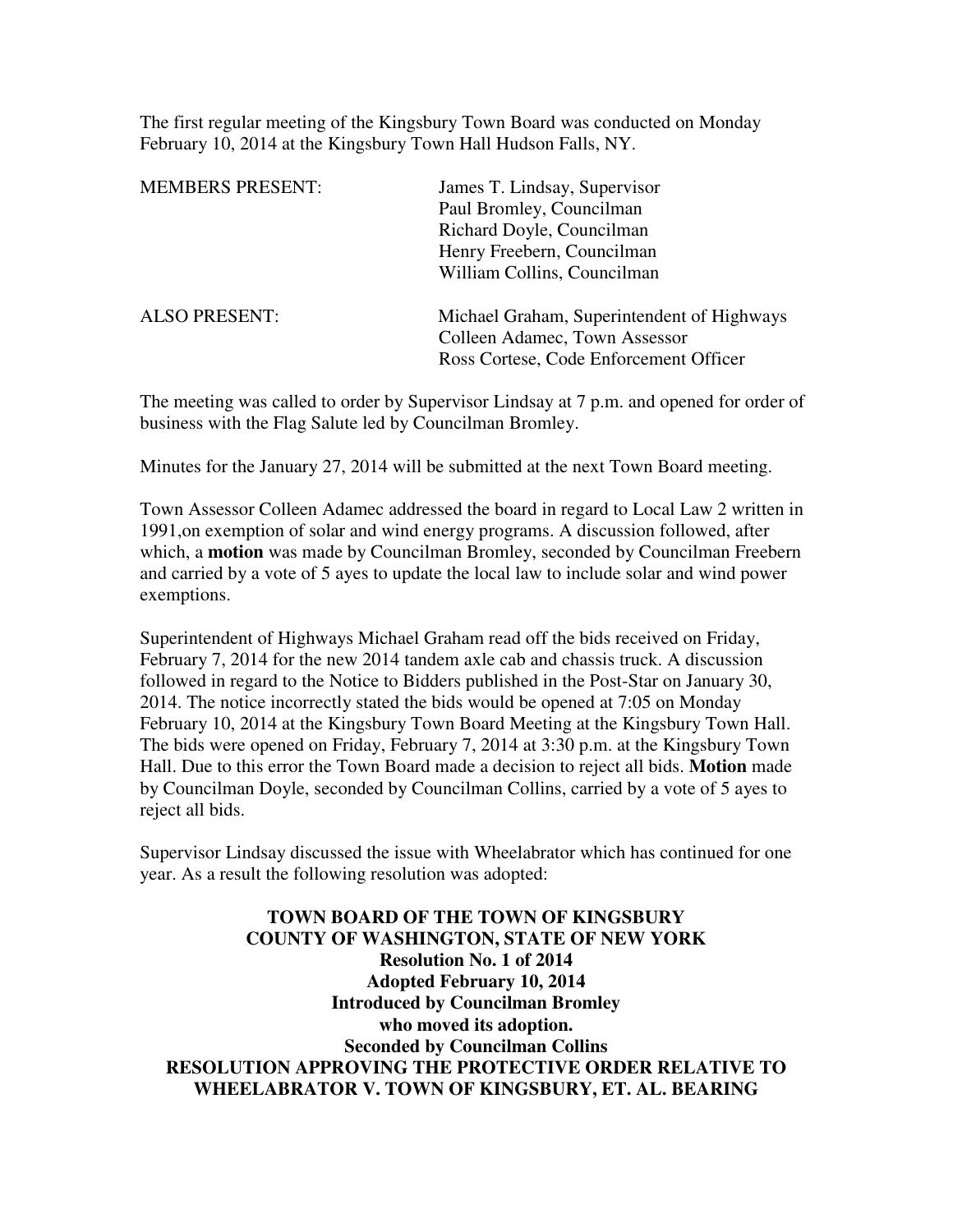The first regular meeting of the Kingsbury Town Board was conducted on Monday February 10, 2014 at the Kingsbury Town Hall Hudson Falls, NY.

| | |
|---|---|
| MEMBERS PRESENT: | James T. Lindsay, Supervisor<br>Paul Bromley, Councilman<br>Richard Doyle, Councilman<br>Henry Freebern, Councilman<br>William Collins, Councilman |
| ALSO PRESENT: | Michael Graham, Superintendent of Highways<br>Colleen Adamec, Town Assessor<br>Ross Cortese, Code Enforcement Officer |

The meeting was called to order by Supervisor Lindsay at 7 p.m. and opened for order of business with the Flag Salute led by Councilman Bromley.

Minutes for the January 27, 2014 will be submitted at the next Town Board meeting.

Town Assessor Colleen Adamec addressed the board in regard to Local Law 2 written in 1991,on exemption of solar and wind energy programs. A discussion followed, after which, a **motion** was made by Councilman Bromley, seconded by Councilman Freebern and carried by a vote of 5 ayes to update the local law to include solar and wind power exemptions.

Superintendent of Highways Michael Graham read off the bids received on Friday, February 7, 2014 for the new 2014 tandem axle cab and chassis truck. A discussion followed in regard to the Notice to Bidders published in the Post-Star on January 30, 2014. The notice incorrectly stated the bids would be opened at 7:05 on Monday February 10, 2014 at the Kingsbury Town Board Meeting at the Kingsbury Town Hall. The bids were opened on Friday, February 7, 2014 at 3:30 p.m. at the Kingsbury Town Hall. Due to this error the Town Board made a decision to reject all bids. **Motion** made by Councilman Doyle, seconded by Councilman Collins, carried by a vote of 5 ayes to reject all bids.

Supervisor Lindsay discussed the issue with Wheelabrator which has continued for one year. As a result the following resolution was adopted:

**TOWN BOARD OF THE TOWN OF KINGSBURY**
**COUNTY OF WASHINGTON, STATE OF NEW YORK**
**Resolution No. 1 of 2014**
**Adopted February 10, 2014**
**Introduced by Councilman Bromley**
**who moved its adoption.**
**Seconded by Councilman Collins**
**RESOLUTION APPROVING THE PROTECTIVE ORDER RELATIVE TO WHEELABRATOR V. TOWN OF KINGSBURY, ET. AL. BEARING**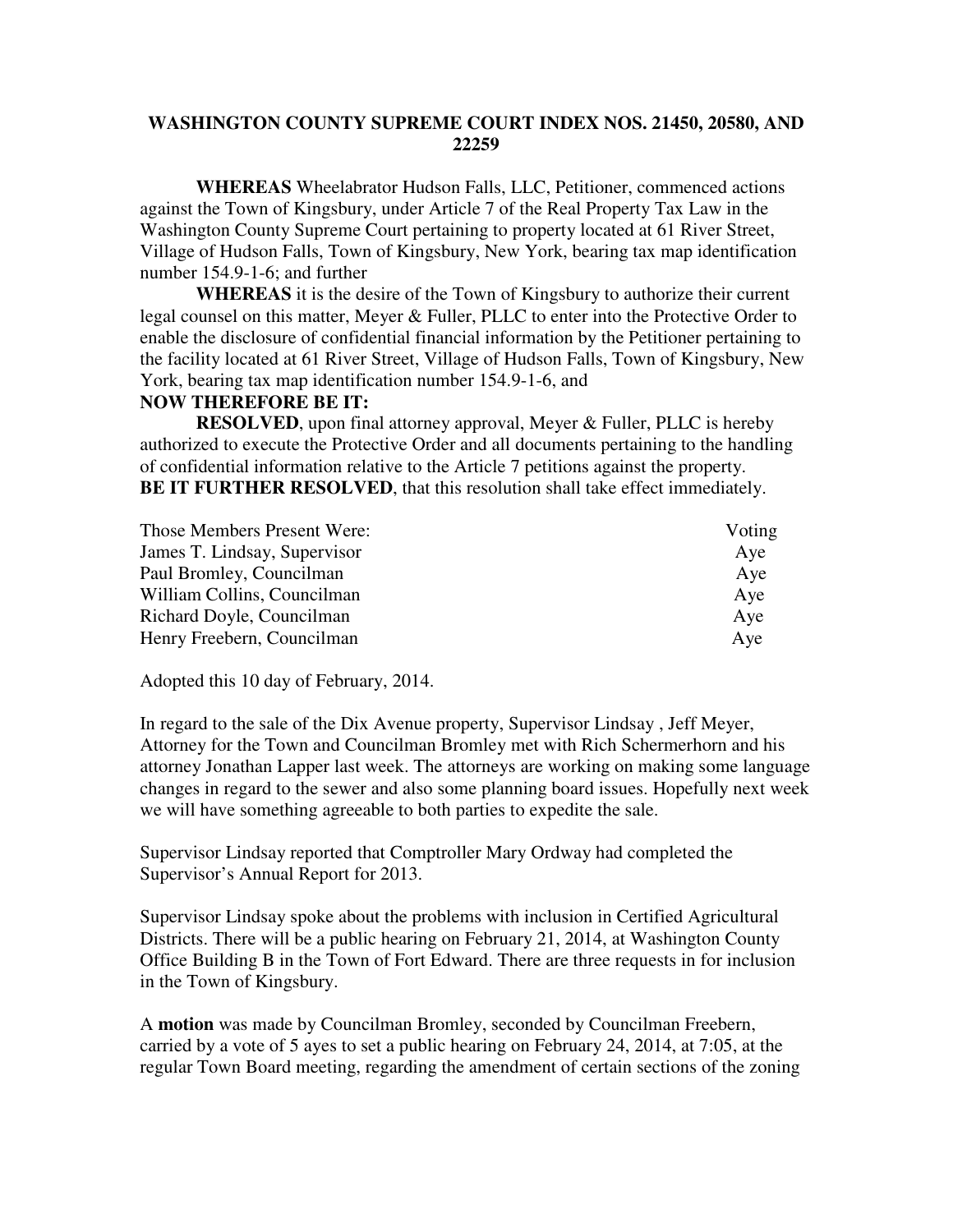## WASHINGTON COUNTY SUPREME COURT INDEX NOS. 21450, 20580, AND 22259

**WHEREAS** Wheelabrator Hudson Falls, LLC, Petitioner, commenced actions against the Town of Kingsbury, under Article 7 of the Real Property Tax Law in the Washington County Supreme Court pertaining to property located at 61 River Street, Village of Hudson Falls, Town of Kingsbury, New York, bearing tax map identification number 154.9-1-6; and further

**WHEREAS** it is the desire of the Town of Kingsbury to authorize their current legal counsel on this matter, Meyer & Fuller, PLLC to enter into the Protective Order to enable the disclosure of confidential financial information by the Petitioner pertaining to the facility located at 61 River Street, Village of Hudson Falls, Town of Kingsbury, New York, bearing tax map identification number 154.9-1-6, and

**NOW THEREFORE BE IT:**

**RESOLVED**, upon final attorney approval, Meyer & Fuller, PLLC is hereby authorized to execute the Protective Order and all documents pertaining to the handling of confidential information relative to the Article 7 petitions against the property.

**BE IT FURTHER RESOLVED**, that this resolution shall take effect immediately.

| Those Members Present Were: | Voting |
|---|---|
| James T. Lindsay, Supervisor | Aye |
| Paul Bromley, Councilman | Aye |
| William Collins, Councilman | Aye |
| Richard Doyle, Councilman | Aye |
| Henry Freebern, Councilman | Aye |

Adopted this 10 day of February, 2014.

In regard to the sale of the Dix Avenue property, Supervisor Lindsay , Jeff Meyer, Attorney for the Town and Councilman Bromley met with Rich Schermerhorn and his attorney Jonathan Lapper last week. The attorneys are working on making some language changes in regard to the sewer and also some planning board issues. Hopefully next week we will have something agreeable to both parties to expedite the sale.

Supervisor Lindsay reported that Comptroller Mary Ordway had completed the Supervisor's Annual Report for 2013.

Supervisor Lindsay spoke about the problems with inclusion in Certified Agricultural Districts. There will be a public hearing on February 21, 2014, at Washington County Office Building B in the Town of Fort Edward. There are three requests in for inclusion in the Town of Kingsbury.

A **motion** was made by Councilman Bromley, seconded by Councilman Freebern, carried by a vote of 5 ayes to set a public hearing on February 24, 2014, at 7:05, at the regular Town Board meeting, regarding the amendment of certain sections of the zoning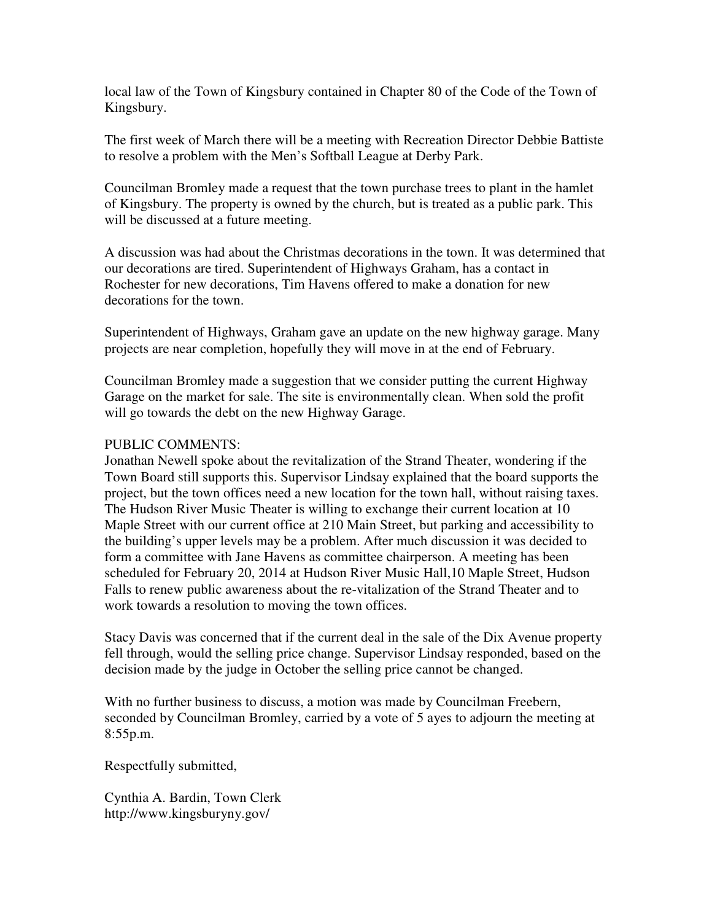local law of the Town of Kingsbury contained in Chapter 80 of the Code of the Town of Kingsbury.

The first week of March there will be a meeting with Recreation Director Debbie Battiste to resolve a problem with the Men's Softball League at Derby Park.

Councilman Bromley made a request that the town purchase trees to plant in the hamlet of Kingsbury. The property is owned by the church, but is treated as a public park. This will be discussed at a future meeting.

A discussion was had about the Christmas decorations in the town. It was determined that our decorations are tired. Superintendent of Highways Graham, has a contact in Rochester for new decorations, Tim Havens offered to make a donation for new decorations for the town.

Superintendent of Highways, Graham gave an update on the new highway garage. Many projects are near completion, hopefully they will move in at the end of February.

Councilman Bromley made a suggestion that we consider putting the current Highway Garage on the market for sale. The site is environmentally clean. When sold the profit will go towards the debt on the new Highway Garage.

PUBLIC COMMENTS:
Jonathan Newell spoke about the revitalization of the Strand Theater, wondering if the Town Board still supports this. Supervisor Lindsay explained that the board supports the project, but the town offices need a new location for the town hall, without raising taxes. The Hudson River Music Theater is willing to exchange their current location at 10 Maple Street with our current office at 210 Main Street, but parking and accessibility to the building's upper levels may be a problem. After much discussion it was decided to form a committee with Jane Havens as committee chairperson. A meeting has been scheduled for February 20, 2014 at Hudson River Music Hall,10 Maple Street, Hudson Falls to renew public awareness about the re-vitalization of the Strand Theater and to work towards a resolution to moving the town offices.

Stacy Davis was concerned that if the current deal in the sale of the Dix Avenue property fell through, would the selling price change. Supervisor Lindsay responded, based on the decision made by the judge in October the selling price cannot be changed.

With no further business to discuss, a motion was made by Councilman Freebern, seconded by Councilman Bromley, carried by a vote of 5 ayes to adjourn the meeting at 8:55p.m.

Respectfully submitted,

Cynthia A. Bardin, Town Clerk
http://www.kingsburyny.gov/